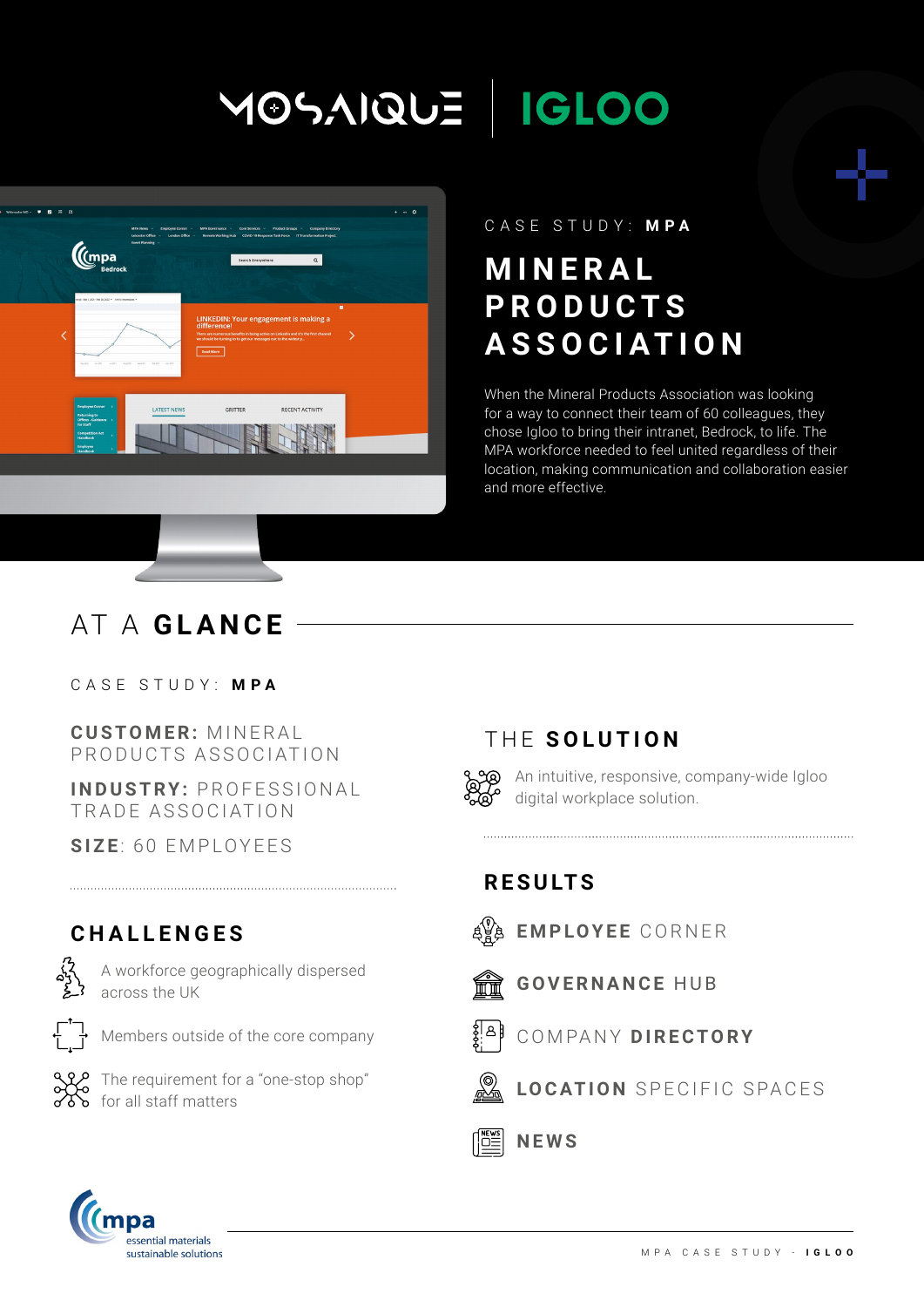MOSAIQUE | IGLOO

CASE STUDY: **MPA**

# MINERAL PRODUCTS ASSOCIATION

When the Mineral Products Association was looking for a way to connect their team of 60 colleagues, they chose Igloo to bring their intranet, Bedrock, to life. The MPA workforce needed to feel united regardless of their location, making communication and collaboration easier and more effective.

## AT A **GLANCE**

CASE STUDY: **MPA**

**CUSTOMER:** MINERAL PRODUCTS ASSOCIATION

**INDUSTRY:** PROFESSIONAL TRADE ASSOCIATION

**SIZE**: 60 EMPLOYEES

### CHALLENGES

- A workforce geographically dispersed across the UK
- Members outside of the core company
- The requirement for a "one-stop shop" for all staff matters

### THE **SOLUTION**

An intuitive, responsive, company-wide Igloo digital workplace solution.

### RESULTS

- **EMPLOYEE** CORNER
- **GOVERNANCE** HUB
- COMPANY **DIRECTORY**
- **LOCATION** SPECIFIC SPACES
- **NEWS**

mpa
essential materials
sustainable solutions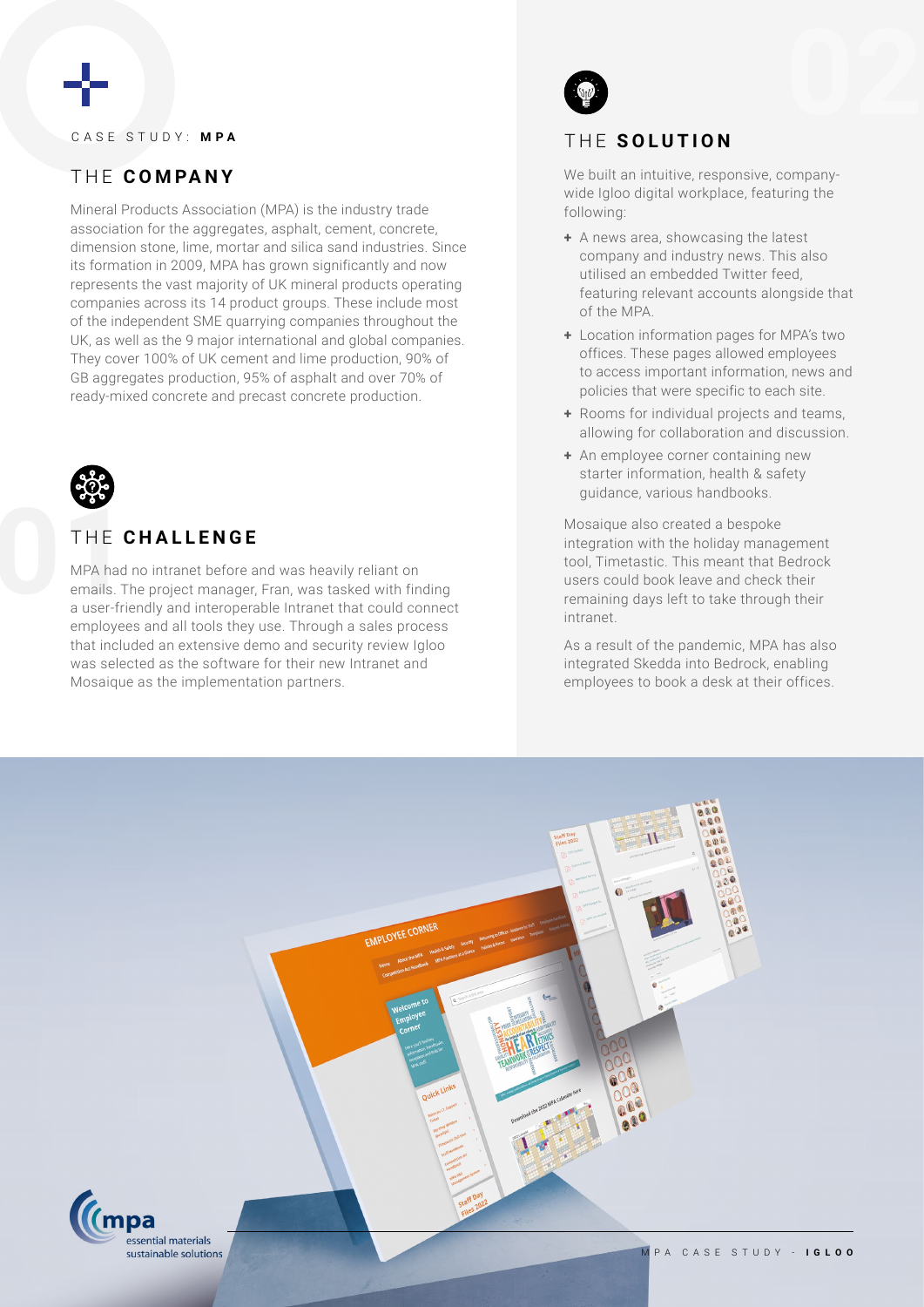CASE STUDY: **MPA**

## THE **COMPANY**

Mineral Products Association (MPA) is the industry trade association for the aggregates, asphalt, cement, concrete, dimension stone, lime, mortar and silica sand industries. Since its formation in 2009, MPA has grown significantly and now represents the vast majority of UK mineral products operating companies across its 14 product groups. These include most of the independent SME quarrying companies throughout the UK, as well as the 9 major international and global companies. They cover 100% of UK cement and lime production, 90% of GB aggregates production, 95% of asphalt and over 70% of ready-mixed concrete and precast concrete production.

## THE **CHALLENGE**

MPA had no intranet before and was heavily reliant on emails. The project manager, Fran, was tasked with finding a user-friendly and interoperable Intranet that could connect employees and all tools they use. Through a sales process that included an extensive demo and security review Igloo was selected as the software for their new Intranet and Mosaique as the implementation partners.

## THE **SOLUTION**

We built an intuitive, responsive, company-wide Igloo digital workplace, featuring the following:

+ A news area, showcasing the latest company and industry news. This also utilised an embedded Twitter feed, featuring relevant accounts alongside that of the MPA.
+ Location information pages for MPA's two offices. These pages allowed employees to access important information, news and policies that were specific to each site.
+ Rooms for individual projects and teams, allowing for collaboration and discussion.
+ An employee corner containing new starter information, health & safety guidance, various handbooks.

Mosaique also created a bespoke integration with the holiday management tool, Timetastic. This meant that Bedrock users could book leave and check their remaining days left to take through their intranet.

As a result of the pandemic, MPA has also integrated Skedda into Bedrock, enabling employees to book a desk at their offices.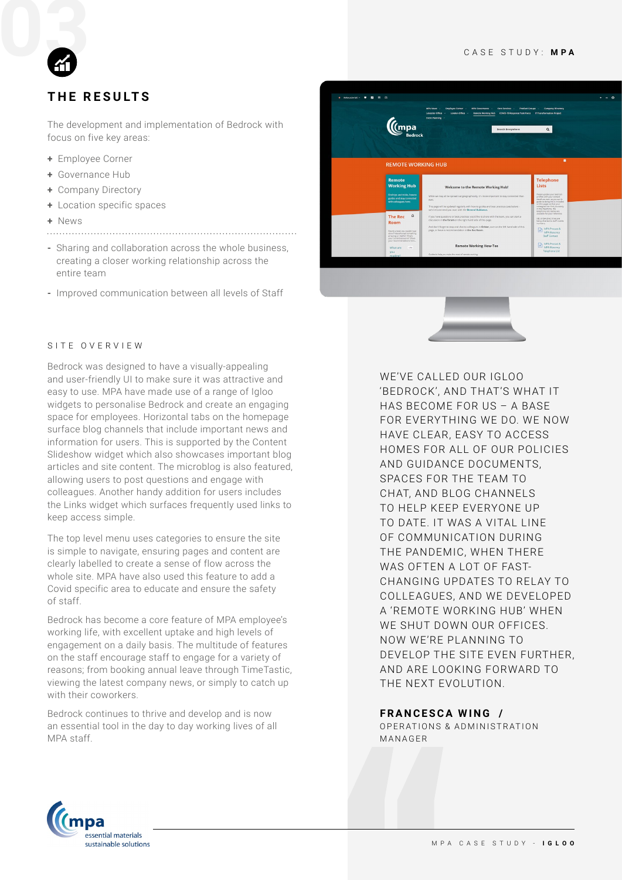## THE RESULTS

The development and implementation of Bedrock with focus on five key areas:

- Employee Corner
- Governance Hub
- Company Directory
- Location specific spaces
- News

- Sharing and collaboration across the whole business, creating a closer working relationship across the entire team
- Improved communication between all levels of Staff

### SITE OVERVIEW

Bedrock was designed to have a visually-appealing and user-friendly UI to make sure it was attractive and easy to use. MPA have made use of a range of Igloo widgets to personalise Bedrock and create an engaging space for employees. Horizontal tabs on the homepage surface blog channels that include important news and information for users. This is supported by the Content Slideshow widget which also showcases important blog articles and site content. The microblog is also featured, allowing users to post questions and engage with colleagues. Another handy addition for users includes the Links widget which surfaces frequently used links to keep access simple.

The top level menu uses categories to ensure the site is simple to navigate, ensuring pages and content are clearly labelled to create a sense of flow across the whole site. MPA have also used this feature to add a Covid specific area to educate and ensure the safety of staff.

Bedrock has become a core feature of MPA employee's working life, with excellent uptake and high levels of engagement on a daily basis. The multitude of features on the staff encourage staff to engage for a variety of reasons; from booking annual leave through TimeTastic, viewing the latest company news, or simply to catch up with their coworkers.

Bedrock continues to thrive and develop and is now an essential tool in the day to day working lives of all MPA staff.

WE'VE CALLED OUR IGLOO 'BEDROCK', AND THAT'S WHAT IT HAS BECOME FOR US – A BASE FOR EVERYTHING WE DO. WE NOW HAVE CLEAR, EASY TO ACCESS HOMES FOR ALL OF OUR POLICIES AND GUIDANCE DOCUMENTS, SPACES FOR THE TEAM TO CHAT, AND BLOG CHANNELS TO HELP KEEP EVERYONE UP TO DATE. IT WAS A VITAL LINE OF COMMUNICATION DURING THE PANDEMIC, WHEN THERE WAS OFTEN A LOT OF FAST-CHANGING UPDATES TO RELAY TO COLLEAGUES, AND WE DEVELOPED A 'REMOTE WORKING HUB' WHEN WE SHUT DOWN OUR OFFICES. NOW WE'RE PLANNING TO DEVELOP THE SITE EVEN FURTHER, AND ARE LOOKING FORWARD TO THE NEXT EVOLUTION.

**FRANCESCA WING /**
OPERATIONS & ADMINISTRATION MANAGER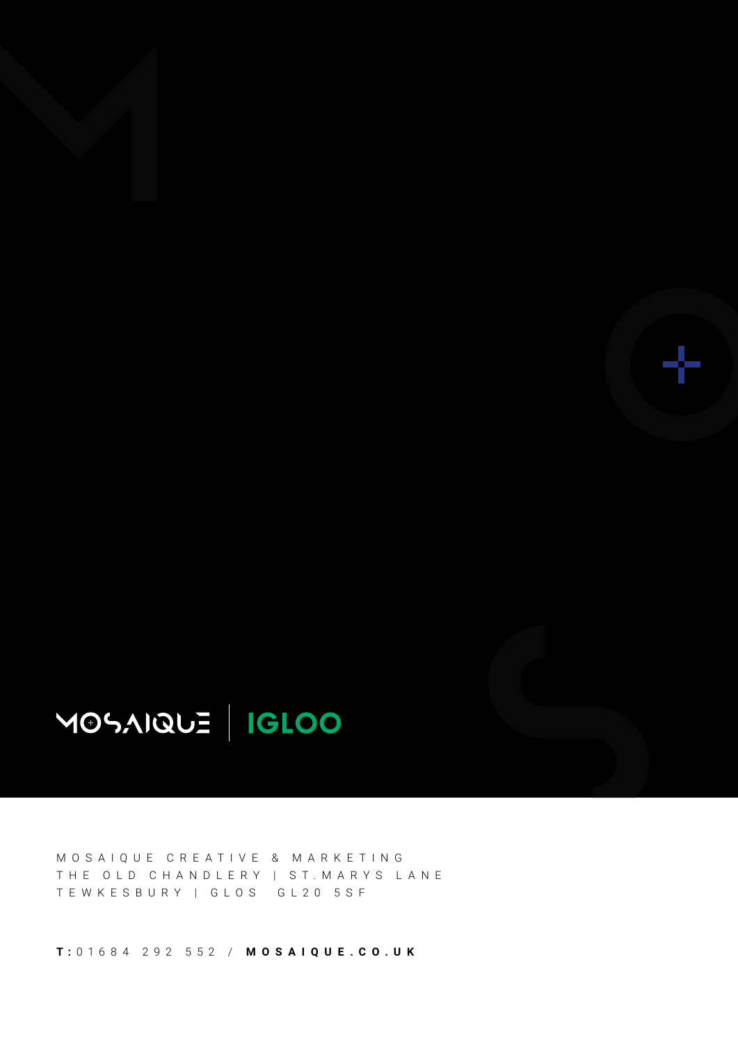MOSAIQUE | IGLOO

MOSAIQUE CREATIVE & MARKETING
THE OLD CHANDLERY | ST.MARYS LANE
TEWKESBURY | GLOS GL20 5SF

**T:** 01684 292 552 / **MOSAIQUE.CO.UK**